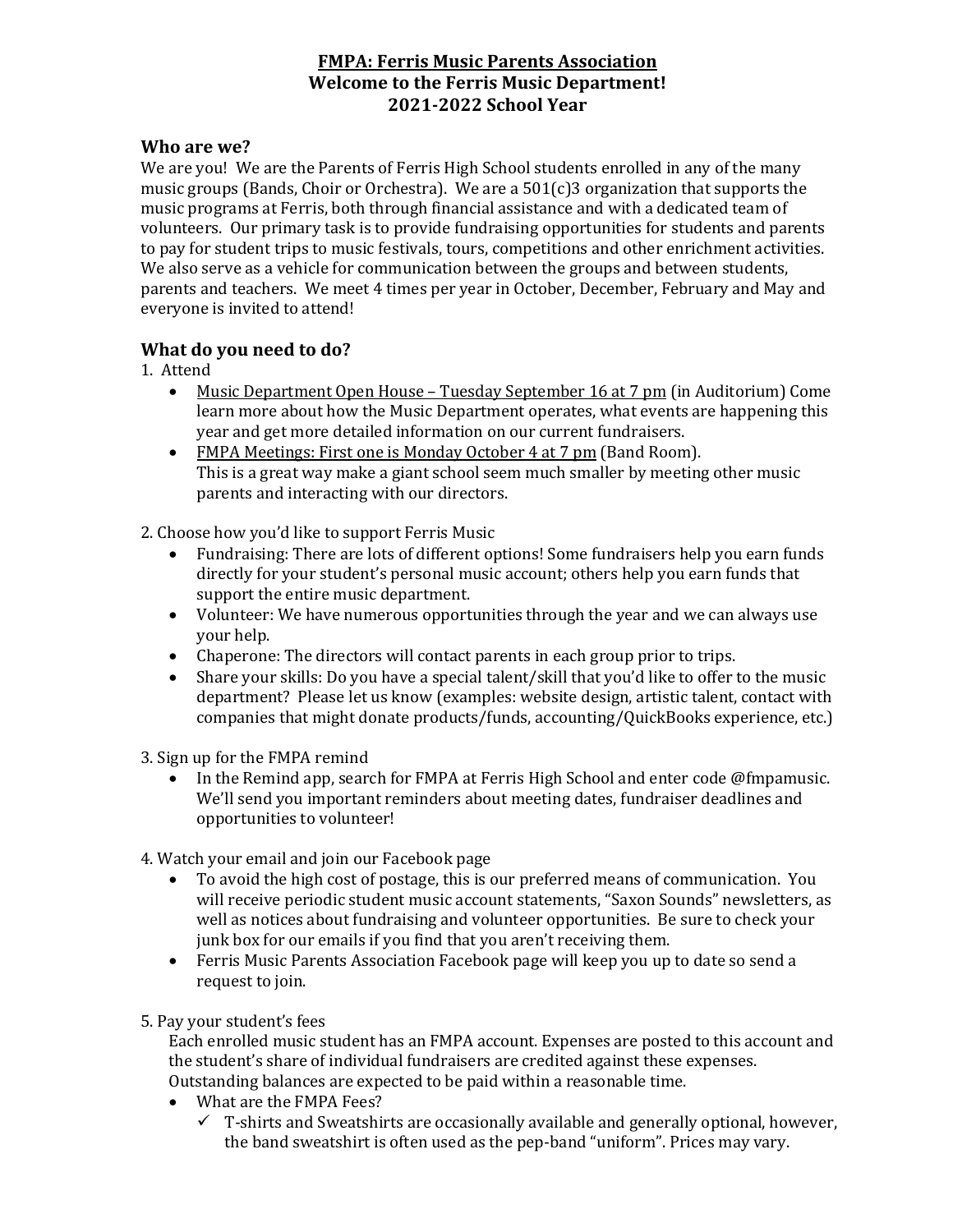# FMPA: Ferris Music Parents Association
# Welcome to the Ferris Music Department!
# 2021-2022 School Year

## Who are we?

We are you! We are the Parents of Ferris High School students enrolled in any of the many music groups (Bands, Choir or Orchestra). We are a 501(c)3 organization that supports the music programs at Ferris, both through financial assistance and with a dedicated team of volunteers. Our primary task is to provide fundraising opportunities for students and parents to pay for student trips to music festivals, tours, competitions and other enrichment activities. We also serve as a vehicle for communication between the groups and between students, parents and teachers. We meet 4 times per year in October, December, February and May and everyone is invited to attend!

## What do you need to do?

1. Attend
   - <u>Music Department Open House – Tuesday September 16 at 7 pm</u> (in Auditorium) Come learn more about how the Music Department operates, what events are happening this year and get more detailed information on our current fundraisers.
   - <u>FMPA Meetings: First one is Monday October 4 at 7 pm</u> (Band Room). This is a great way make a giant school seem much smaller by meeting other music parents and interacting with our directors.

2. Choose how you'd like to support Ferris Music
   - Fundraising: There are lots of different options! Some fundraisers help you earn funds directly for your student's personal music account; others help you earn funds that support the entire music department.
   - Volunteer: We have numerous opportunities through the year and we can always use your help.
   - Chaperone: The directors will contact parents in each group prior to trips.
   - Share your skills: Do you have a special talent/skill that you'd like to offer to the music department? Please let us know (examples: website design, artistic talent, contact with companies that might donate products/funds, accounting/QuickBooks experience, etc.)

3. Sign up for the FMPA remind
   - In the Remind app, search for FMPA at Ferris High School and enter code @fmpamusic. We'll send you important reminders about meeting dates, fundraiser deadlines and opportunities to volunteer!

4. Watch your email and join our Facebook page
   - To avoid the high cost of postage, this is our preferred means of communication. You will receive periodic student music account statements, "Saxon Sounds" newsletters, as well as notices about fundraising and volunteer opportunities. Be sure to check your junk box for our emails if you find that you aren't receiving them.
   - Ferris Music Parents Association Facebook page will keep you up to date so send a request to join.

5. Pay your student's fees

   Each enrolled music student has an FMPA account. Expenses are posted to this account and the student's share of individual fundraisers are credited against these expenses. Outstanding balances are expected to be paid within a reasonable time.
   - What are the FMPA Fees?
     - ✓ T-shirts and Sweatshirts are occasionally available and generally optional, however, the band sweatshirt is often used as the pep-band "uniform". Prices may vary.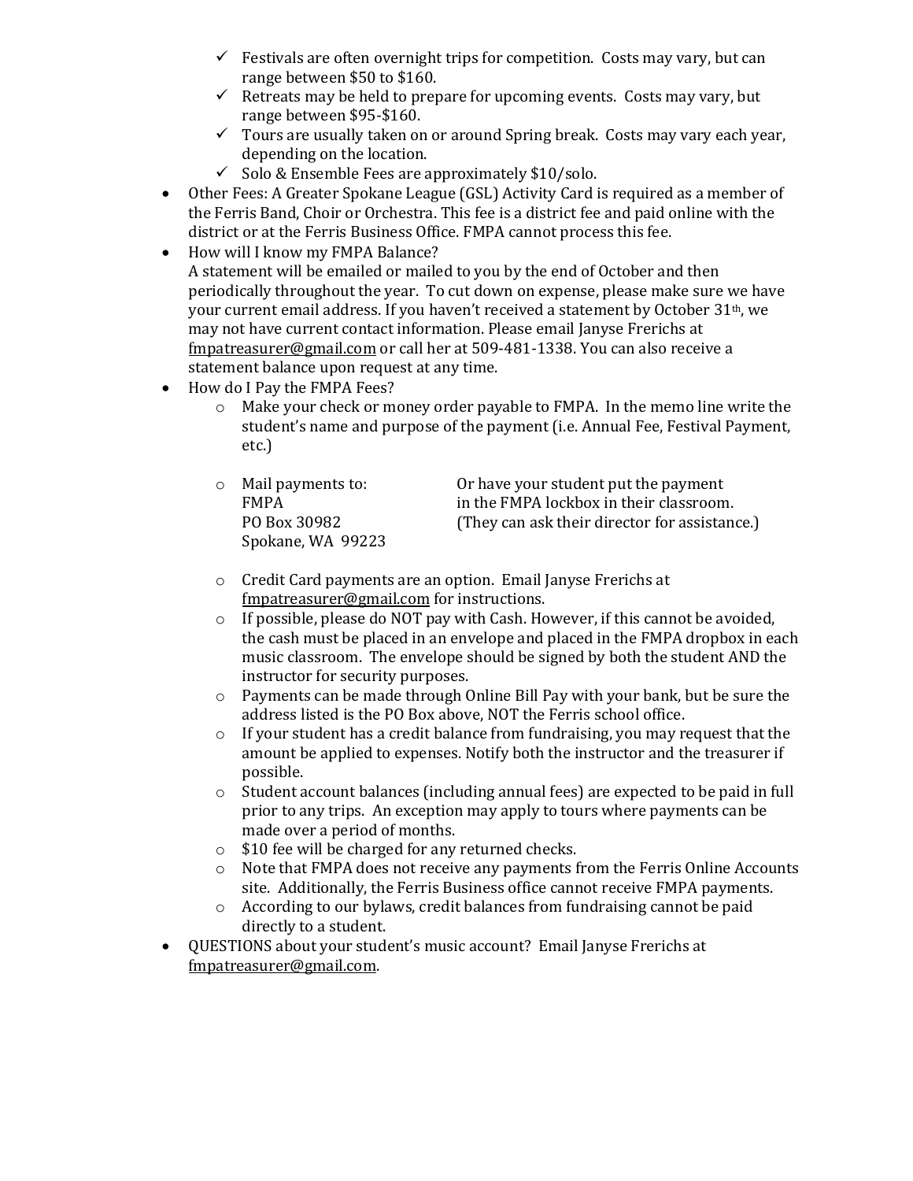- ✓ Festivals are often overnight trips for competition. Costs may vary, but can range between $50 to $160.
- ✓ Retreats may be held to prepare for upcoming events. Costs may vary, but range between $95-$160.
- ✓ Tours are usually taken on or around Spring break. Costs may vary each year, depending on the location.
- ✓ Solo & Ensemble Fees are approximately $10/solo.

- Other Fees: A Greater Spokane League (GSL) Activity Card is required as a member of the Ferris Band, Choir or Orchestra. This fee is a district fee and paid online with the district or at the Ferris Business Office. FMPA cannot process this fee.
- How will I know my FMPA Balance?
  A statement will be emailed or mailed to you by the end of October and then periodically throughout the year. To cut down on expense, please make sure we have your current email address. If you haven't received a statement by October 31st, we may not have current contact information. Please email Janyse Frerichs at fmpatreasurer@gmail.com or call her at 509-481-1338. You can also receive a statement balance upon request at any time.
- How do I Pay the FMPA Fees?
  - Make your check or money order payable to FMPA. In the memo line write the student's name and purpose of the payment (i.e. Annual Fee, Festival Payment, etc.)
  - Mail payments to:
    FMPA
    PO Box 30982
    Spokane, WA 99223
    
    Or have your student put the payment in the FMPA lockbox in their classroom. (They can ask their director for assistance.)
  - Credit Card payments are an option. Email Janyse Frerichs at fmpatreasurer@gmail.com for instructions.
  - If possible, please do NOT pay with Cash. However, if this cannot be avoided, the cash must be placed in an envelope and placed in the FMPA dropbox in each music classroom. The envelope should be signed by both the student AND the instructor for security purposes.
  - Payments can be made through Online Bill Pay with your bank, but be sure the address listed is the PO Box above, NOT the Ferris school office.
  - If your student has a credit balance from fundraising, you may request that the amount be applied to expenses. Notify both the instructor and the treasurer if possible.
  - Student account balances (including annual fees) are expected to be paid in full prior to any trips. An exception may apply to tours where payments can be made over a period of months.
  - $10 fee will be charged for any returned checks.
  - Note that FMPA does not receive any payments from the Ferris Online Accounts site. Additionally, the Ferris Business office cannot receive FMPA payments.
  - According to our bylaws, credit balances from fundraising cannot be paid directly to a student.
- QUESTIONS about your student's music account? Email Janyse Frerichs at fmpatreasurer@gmail.com.